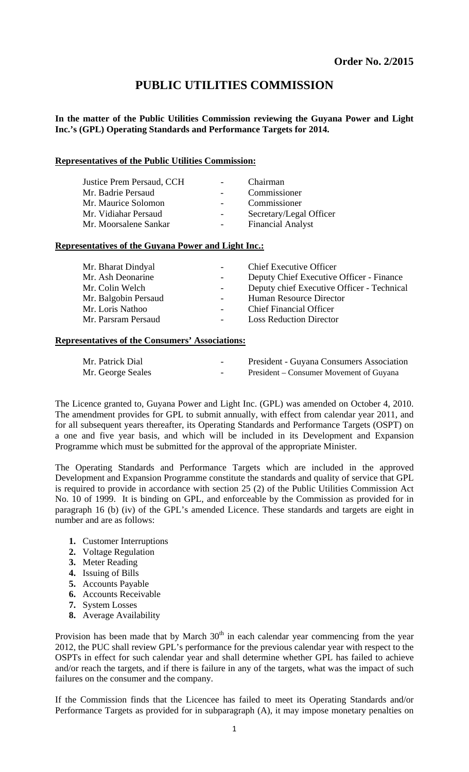**Order No. 2/2015**

# PUBLIC UTILITIES COMMISSION

**In the matter of the Public Utilities Commission reviewing the Guyana Power and Light Inc.'s (GPL) Operating Standards and Performance Targets for 2014.**

**Representatives of the Public Utilities Commission:**

| | | |
|---|---|---|
| Justice Prem Persaud, CCH | - | Chairman |
| Mr. Badrie Persaud | - | Commissioner |
| Mr. Maurice Solomon | - | Commissioner |
| Mr. Vidiahar Persaud | - | Secretary/Legal Officer |
| Mr. Moorsalene Sankar | - | Financial Analyst |

**Representatives of the Guyana Power and Light Inc.:**

| | | |
|---|---|---|
| Mr. Bharat Dindyal | - | Chief Executive Officer |
| Mr. Ash Deonarine | - | Deputy Chief Executive Officer - Finance |
| Mr. Colin Welch | - | Deputy chief Executive Officer - Technical |
| Mr. Balgobin Persaud | - | Human Resource Director |
| Mr. Loris Nathoo | - | Chief Financial Officer |
| Mr. Parsram Persaud | - | Loss Reduction Director |

**Representatives of the Consumers' Associations:**

| | | |
|---|---|---|
| Mr. Patrick Dial | - | President - Guyana Consumers Association |
| Mr. George Seales | - | President – Consumer Movement of Guyana |

The Licence granted to, Guyana Power and Light Inc. (GPL) was amended on October 4, 2010. The amendment provides for GPL to submit annually, with effect from calendar year 2011, and for all subsequent years thereafter, its Operating Standards and Performance Targets (OSPT) on a one and five year basis, and which will be included in its Development and Expansion Programme which must be submitted for the approval of the appropriate Minister.

The Operating Standards and Performance Targets which are included in the approved Development and Expansion Programme constitute the standards and quality of service that GPL is required to provide in accordance with section 25 (2) of the Public Utilities Commission Act No. 10 of 1999. It is binding on GPL, and enforceable by the Commission as provided for in paragraph 16 (b) (iv) of the GPL's amended Licence. These standards and targets are eight in number and are as follows:

1. Customer Interruptions
2. Voltage Regulation
3. Meter Reading
4. Issuing of Bills
5. Accounts Payable
6. Accounts Receivable
7. System Losses
8. Average Availability

Provision has been made that by March 30th in each calendar year commencing from the year 2012, the PUC shall review GPL's performance for the previous calendar year with respect to the OSPTs in effect for such calendar year and shall determine whether GPL has failed to achieve and/or reach the targets, and if there is failure in any of the targets, what was the impact of such failures on the consumer and the company.

If the Commission finds that the Licencee has failed to meet its Operating Standards and/or Performance Targets as provided for in subparagraph (A), it may impose monetary penalties on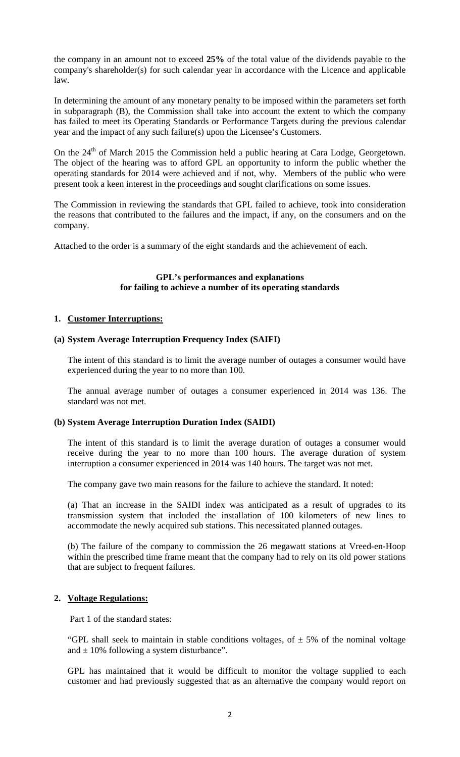the company in an amount not to exceed **25%** of the total value of the dividends payable to the company's shareholder(s) for such calendar year in accordance with the Licence and applicable law.

In determining the amount of any monetary penalty to be imposed within the parameters set forth in subparagraph (B), the Commission shall take into account the extent to which the company has failed to meet its Operating Standards or Performance Targets during the previous calendar year and the impact of any such failure(s) upon the Licensee's Customers.

On the 24th of March 2015 the Commission held a public hearing at Cara Lodge, Georgetown. The object of the hearing was to afford GPL an opportunity to inform the public whether the operating standards for 2014 were achieved and if not, why. Members of the public who were present took a keen interest in the proceedings and sought clarifications on some issues.

The Commission in reviewing the standards that GPL failed to achieve, took into consideration the reasons that contributed to the failures and the impact, if any, on the consumers and on the company.

Attached to the order is a summary of the eight standards and the achievement of each.

**GPL's performances and explanations for failing to achieve a number of its operating standards**

**1. Customer Interruptions:**

**(a) System Average Interruption Frequency Index (SAIFI)**

The intent of this standard is to limit the average number of outages a consumer would have experienced during the year to no more than 100.

The annual average number of outages a consumer experienced in 2014 was 136. The standard was not met.

**(b) System Average Interruption Duration Index (SAIDI)**

The intent of this standard is to limit the average duration of outages a consumer would receive during the year to no more than 100 hours. The average duration of system interruption a consumer experienced in 2014 was 140 hours. The target was not met.

The company gave two main reasons for the failure to achieve the standard. It noted:

(a) That an increase in the SAIDI index was anticipated as a result of upgrades to its transmission system that included the installation of 100 kilometers of new lines to accommodate the newly acquired sub stations. This necessitated planned outages.

(b) The failure of the company to commission the 26 megawatt stations at Vreed-en-Hoop within the prescribed time frame meant that the company had to rely on its old power stations that are subject to frequent failures.

**2. Voltage Regulations:**

Part 1 of the standard states:

"GPL shall seek to maintain in stable conditions voltages, of ± 5% of the nominal voltage and ± 10% following a system disturbance".

GPL has maintained that it would be difficult to monitor the voltage supplied to each customer and had previously suggested that as an alternative the company would report on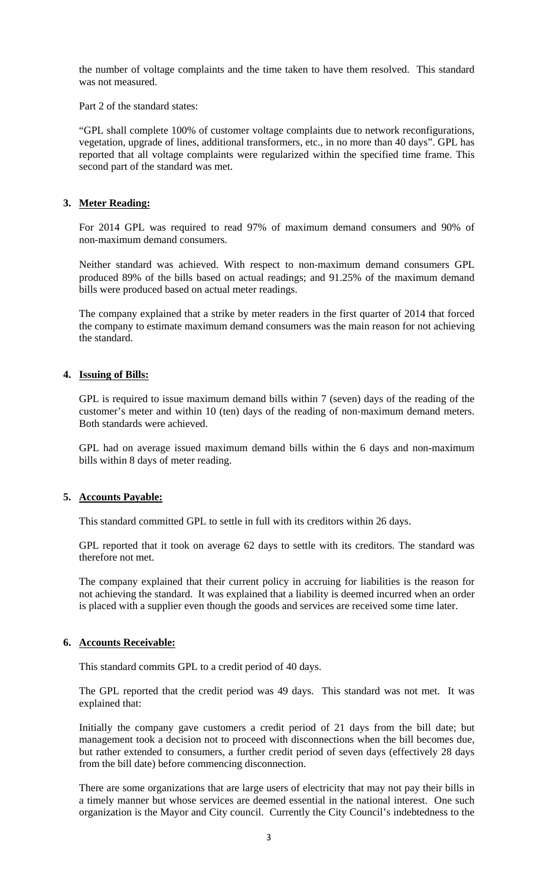the number of voltage complaints and the time taken to have them resolved. This standard was not measured.

Part 2 of the standard states:

"GPL shall complete 100% of customer voltage complaints due to network reconfigurations, vegetation, upgrade of lines, additional transformers, etc., in no more than 40 days". GPL has reported that all voltage complaints were regularized within the specified time frame. This second part of the standard was met.

**3. Meter Reading:**

For 2014 GPL was required to read 97% of maximum demand consumers and 90% of non-maximum demand consumers.

Neither standard was achieved. With respect to non-maximum demand consumers GPL produced 89% of the bills based on actual readings; and 91.25% of the maximum demand bills were produced based on actual meter readings.

The company explained that a strike by meter readers in the first quarter of 2014 that forced the company to estimate maximum demand consumers was the main reason for not achieving the standard.

**4. Issuing of Bills:**

GPL is required to issue maximum demand bills within 7 (seven) days of the reading of the customer's meter and within 10 (ten) days of the reading of non-maximum demand meters. Both standards were achieved.

GPL had on average issued maximum demand bills within the 6 days and non-maximum bills within 8 days of meter reading.

**5. Accounts Payable:**

This standard committed GPL to settle in full with its creditors within 26 days.

GPL reported that it took on average 62 days to settle with its creditors. The standard was therefore not met.

The company explained that their current policy in accruing for liabilities is the reason for not achieving the standard. It was explained that a liability is deemed incurred when an order is placed with a supplier even though the goods and services are received some time later.

**6. Accounts Receivable:**

This standard commits GPL to a credit period of 40 days.

The GPL reported that the credit period was 49 days. This standard was not met. It was explained that:

Initially the company gave customers a credit period of 21 days from the bill date; but management took a decision not to proceed with disconnections when the bill becomes due, but rather extended to consumers, a further credit period of seven days (effectively 28 days from the bill date) before commencing disconnection.

There are some organizations that are large users of electricity that may not pay their bills in a timely manner but whose services are deemed essential in the national interest. One such organization is the Mayor and City council. Currently the City Council's indebtedness to the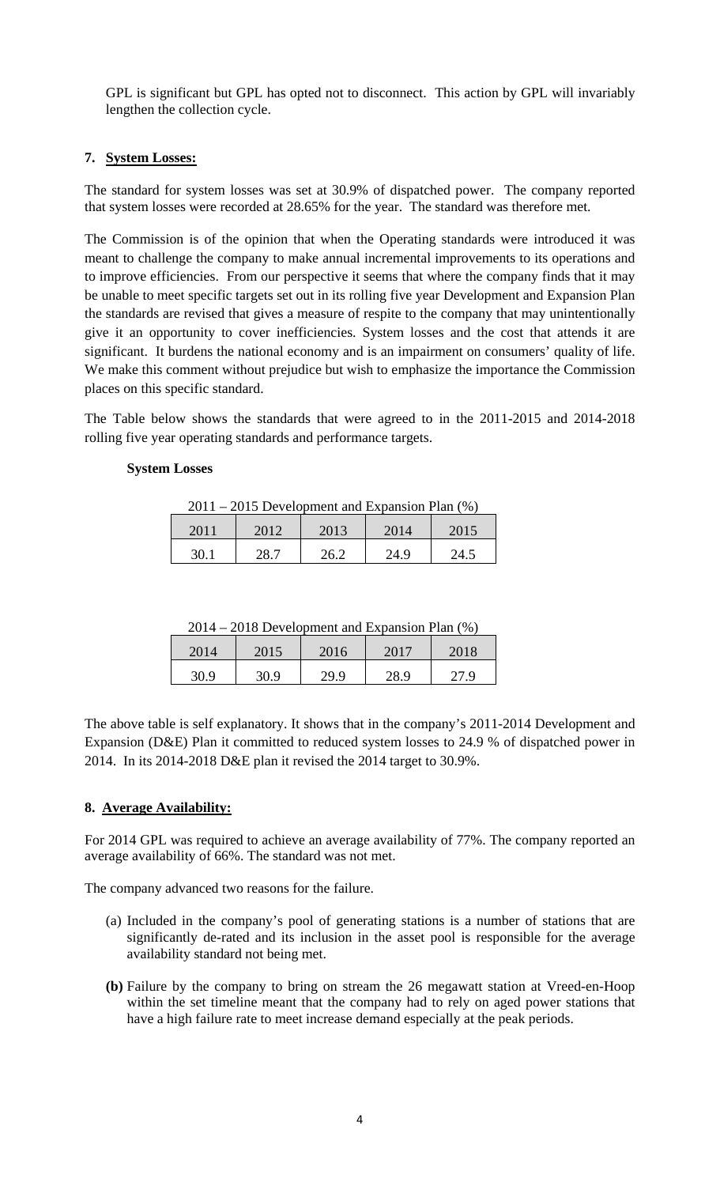GPL is significant but GPL has opted not to disconnect. This action by GPL will invariably lengthen the collection cycle.

### 7. System Losses:

The standard for system losses was set at 30.9% of dispatched power. The company reported that system losses were recorded at 28.65% for the year. The standard was therefore met.

The Commission is of the opinion that when the Operating standards were introduced it was meant to challenge the company to make annual incremental improvements to its operations and to improve efficiencies. From our perspective it seems that where the company finds that it may be unable to meet specific targets set out in its rolling five year Development and Expansion Plan the standards are revised that gives a measure of respite to the company that may unintentionally give it an opportunity to cover inefficiencies. System losses and the cost that attends it are significant. It burdens the national economy and is an impairment on consumers' quality of life. We make this comment without prejudice but wish to emphasize the importance the Commission places on this specific standard.

The Table below shows the standards that were agreed to in the 2011-2015 and 2014-2018 rolling five year operating standards and performance targets.

**System Losses**

2011 – 2015 Development and Expansion Plan (%)

| 2011 | 2012 | 2013 | 2014 | 2015 |
|---|---|---|---|---|
| 30.1 | 28.7 | 26.2 | 24.9 | 24.5 |

2014 – 2018 Development and Expansion Plan (%)

| 2014 | 2015 | 2016 | 2017 | 2018 |
|---|---|---|---|---|
| 30.9 | 30.9 | 29.9 | 28.9 | 27.9 |

The above table is self explanatory. It shows that in the company's 2011-2014 Development and Expansion (D&E) Plan it committed to reduced system losses to 24.9 % of dispatched power in 2014. In its 2014-2018 D&E plan it revised the 2014 target to 30.9%.

### 8. Average Availability:

For 2014 GPL was required to achieve an average availability of 77%. The company reported an average availability of 66%. The standard was not met.

The company advanced two reasons for the failure.

(a) Included in the company's pool of generating stations is a number of stations that are significantly de-rated and its inclusion in the asset pool is responsible for the average availability standard not being met.

**(b)** Failure by the company to bring on stream the 26 megawatt station at Vreed-en-Hoop within the set timeline meant that the company had to rely on aged power stations that have a high failure rate to meet increase demand especially at the peak periods.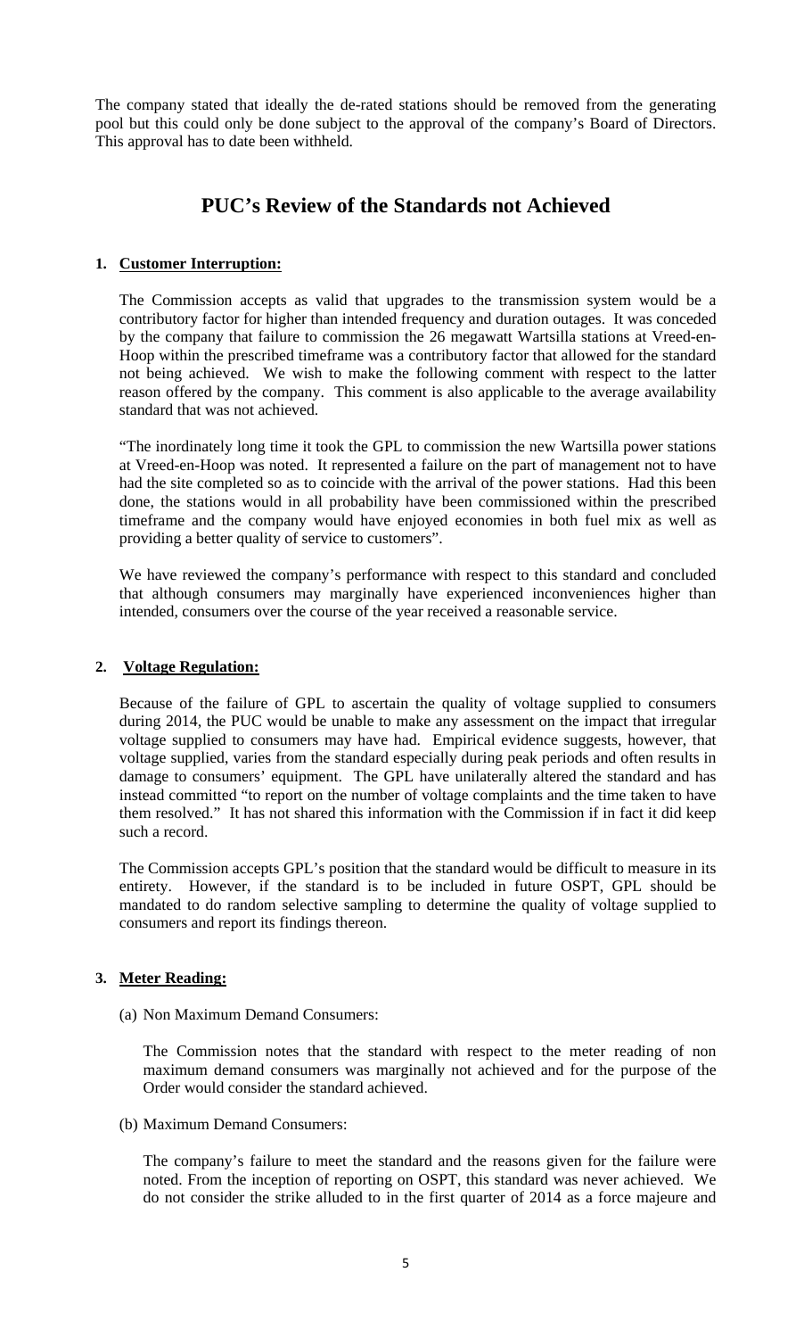The company stated that ideally the de-rated stations should be removed from the generating pool but this could only be done subject to the approval of the company's Board of Directors. This approval has to date been withheld.

# PUC's Review of the Standards not Achieved

**1. Customer Interruption:**

The Commission accepts as valid that upgrades to the transmission system would be a contributory factor for higher than intended frequency and duration outages. It was conceded by the company that failure to commission the 26 megawatt Wartsilla stations at Vreed-en-Hoop within the prescribed timeframe was a contributory factor that allowed for the standard not being achieved. We wish to make the following comment with respect to the latter reason offered by the company. This comment is also applicable to the average availability standard that was not achieved.

"The inordinately long time it took the GPL to commission the new Wartsilla power stations at Vreed-en-Hoop was noted. It represented a failure on the part of management not to have had the site completed so as to coincide with the arrival of the power stations. Had this been done, the stations would in all probability have been commissioned within the prescribed timeframe and the company would have enjoyed economies in both fuel mix as well as providing a better quality of service to customers".

We have reviewed the company's performance with respect to this standard and concluded that although consumers may marginally have experienced inconveniences higher than intended, consumers over the course of the year received a reasonable service.

**2. Voltage Regulation:**

Because of the failure of GPL to ascertain the quality of voltage supplied to consumers during 2014, the PUC would be unable to make any assessment on the impact that irregular voltage supplied to consumers may have had. Empirical evidence suggests, however, that voltage supplied, varies from the standard especially during peak periods and often results in damage to consumers' equipment. The GPL have unilaterally altered the standard and has instead committed "to report on the number of voltage complaints and the time taken to have them resolved." It has not shared this information with the Commission if in fact it did keep such a record.

The Commission accepts GPL's position that the standard would be difficult to measure in its entirety. However, if the standard is to be included in future OSPT, GPL should be mandated to do random selective sampling to determine the quality of voltage supplied to consumers and report its findings thereon.

**3. Meter Reading:**

(a) Non Maximum Demand Consumers:

The Commission notes that the standard with respect to the meter reading of non maximum demand consumers was marginally not achieved and for the purpose of the Order would consider the standard achieved.

(b) Maximum Demand Consumers:

The company's failure to meet the standard and the reasons given for the failure were noted. From the inception of reporting on OSPT, this standard was never achieved. We do not consider the strike alluded to in the first quarter of 2014 as a force majeure and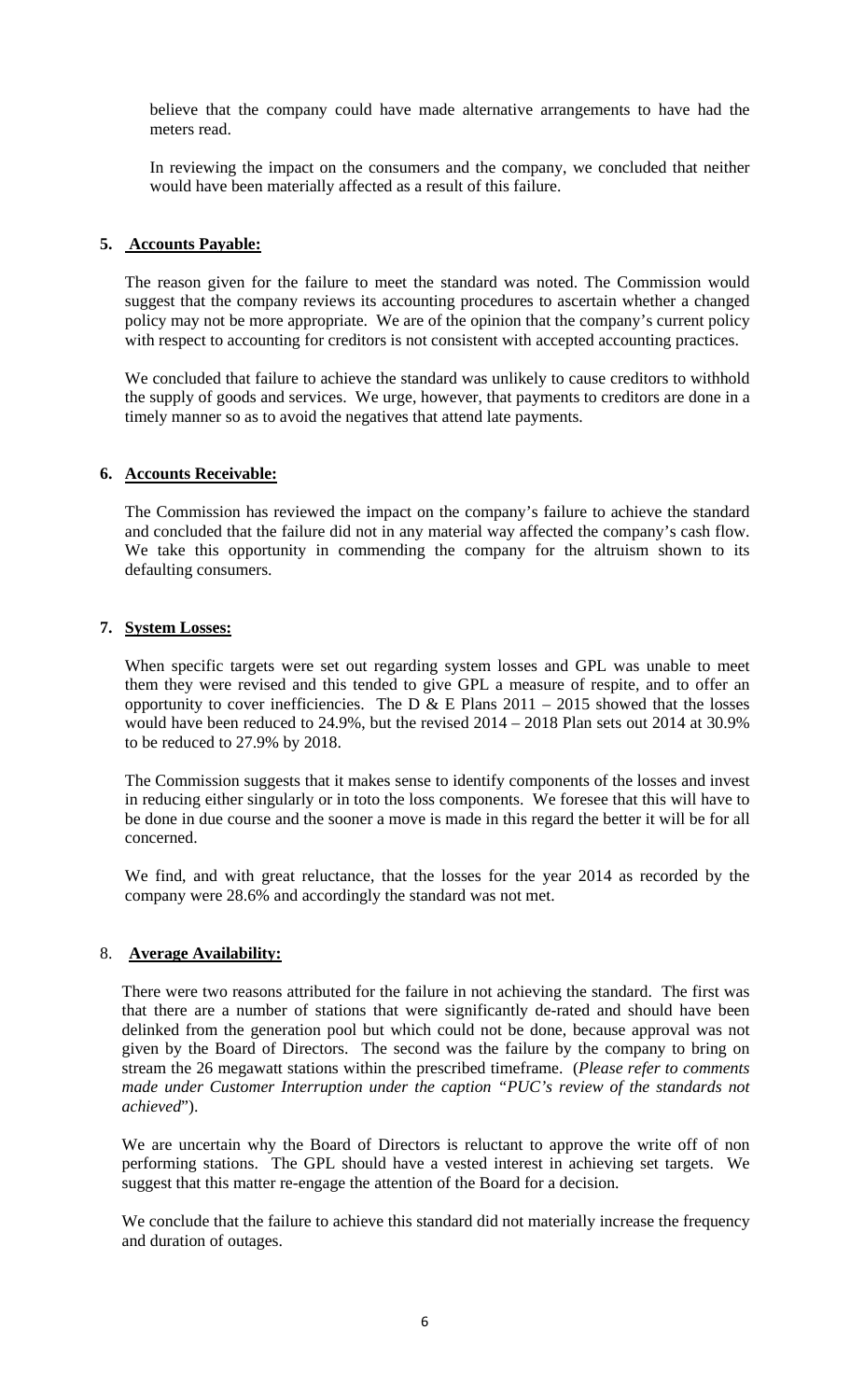believe that the company could have made alternative arrangements to have had the meters read.

In reviewing the impact on the consumers and the company, we concluded that neither would have been materially affected as a result of this failure.

**5. Accounts Payable:**

The reason given for the failure to meet the standard was noted. The Commission would suggest that the company reviews its accounting procedures to ascertain whether a changed policy may not be more appropriate. We are of the opinion that the company's current policy with respect to accounting for creditors is not consistent with accepted accounting practices.

We concluded that failure to achieve the standard was unlikely to cause creditors to withhold the supply of goods and services. We urge, however, that payments to creditors are done in a timely manner so as to avoid the negatives that attend late payments.

**6. Accounts Receivable:**

The Commission has reviewed the impact on the company's failure to achieve the standard and concluded that the failure did not in any material way affected the company's cash flow. We take this opportunity in commending the company for the altruism shown to its defaulting consumers.

**7. System Losses:**

When specific targets were set out regarding system losses and GPL was unable to meet them they were revised and this tended to give GPL a measure of respite, and to offer an opportunity to cover inefficiencies. The D & E Plans 2011 – 2015 showed that the losses would have been reduced to 24.9%, but the revised 2014 – 2018 Plan sets out 2014 at 30.9% to be reduced to 27.9% by 2018.

The Commission suggests that it makes sense to identify components of the losses and invest in reducing either singularly or in toto the loss components. We foresee that this will have to be done in due course and the sooner a move is made in this regard the better it will be for all concerned.

We find, and with great reluctance, that the losses for the year 2014 as recorded by the company were 28.6% and accordingly the standard was not met.

8. **Average Availability:**

There were two reasons attributed for the failure in not achieving the standard. The first was that there are a number of stations that were significantly de-rated and should have been delinked from the generation pool but which could not be done, because approval was not given by the Board of Directors. The second was the failure by the company to bring on stream the 26 megawatt stations within the prescribed timeframe. (*Please refer to comments made under Customer Interruption under the caption "PUC's review of the standards not achieved*").

We are uncertain why the Board of Directors is reluctant to approve the write off of non performing stations. The GPL should have a vested interest in achieving set targets. We suggest that this matter re-engage the attention of the Board for a decision.

We conclude that the failure to achieve this standard did not materially increase the frequency and duration of outages.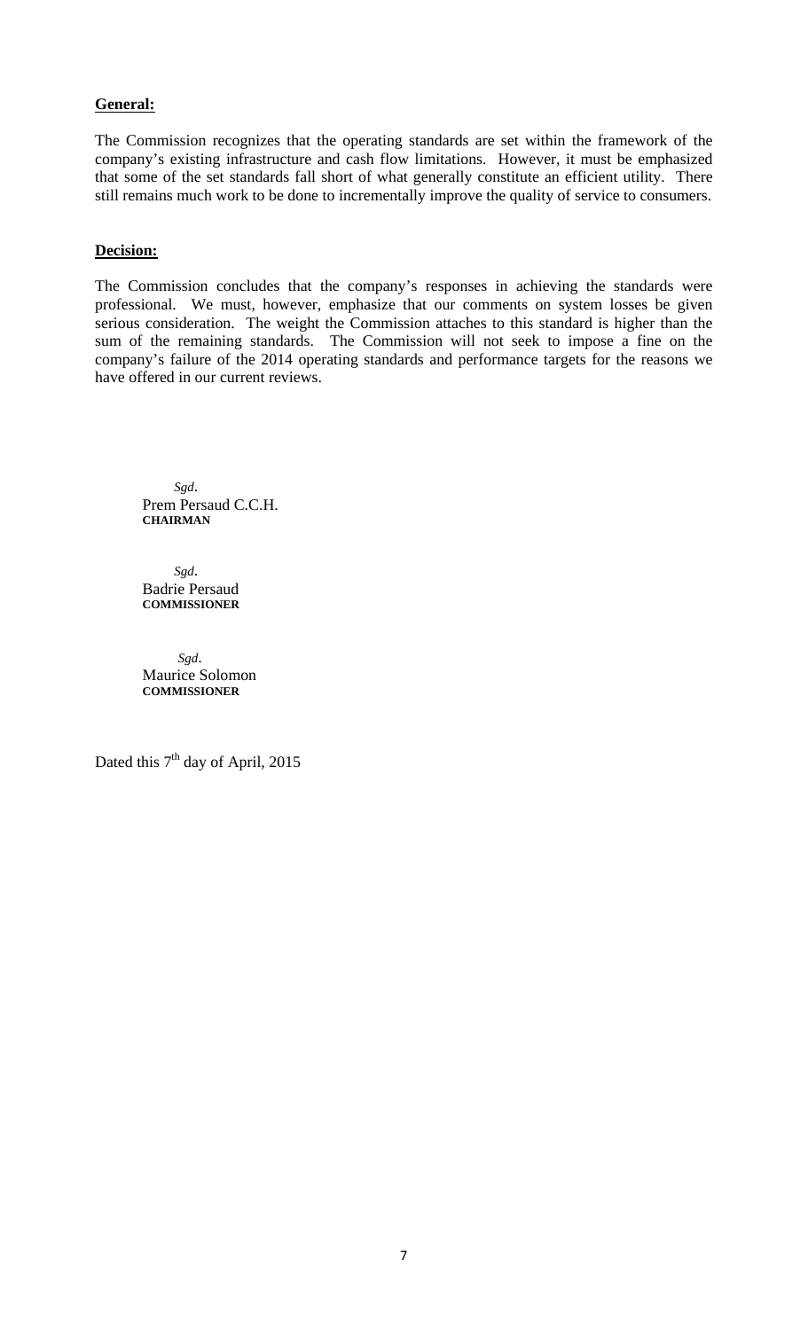**General:**

The Commission recognizes that the operating standards are set within the framework of the company's existing infrastructure and cash flow limitations. However, it must be emphasized that some of the set standards fall short of what generally constitute an efficient utility. There still remains much work to be done to incrementally improve the quality of service to consumers.

**Decision:**

The Commission concludes that the company's responses in achieving the standards were professional. We must, however, emphasize that our comments on system losses be given serious consideration. The weight the Commission attaches to this standard is higher than the sum of the remaining standards. The Commission will not seek to impose a fine on the company's failure of the 2014 operating standards and performance targets for the reasons we have offered in our current reviews.

*Sgd*.
Prem Persaud C.C.H.
**CHAIRMAN**

*Sgd*.
Badrie Persaud
**COMMISSIONER**

*Sgd*.
Maurice Solomon
**COMMISSIONER**

Dated this 7th day of April, 2015